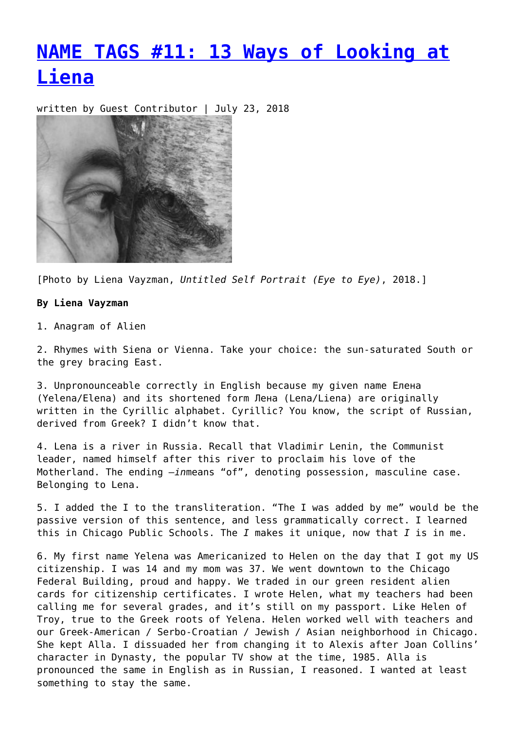# NAME TAGS #11: 13 Ways of Looking at Liena

written by Guest Contributor | July 23, 2018

[Photo by Liena Vayzman, *Untitled Self Portrait (Eye to Eye)*, 2018.]

**By Liena Vayzman**

1. Anagram of Alien

2. Rhymes with Siena or Vienna. Take your choice: the sun-saturated South or the grey bracing East.

3. Unpronounceable correctly in English because my given name Елена (Yelena/Elena) and its shortened form Лена (Lena/Liena) are originally written in the Cyrillic alphabet. Cyrillic? You know, the script of Russian, derived from Greek? I didn't know that.

4. Lena is a river in Russia. Recall that Vladimir Lenin, the Communist leader, named himself after this river to proclaim his love of the Motherland. The ending –*in*means "of", denoting possession, masculine case. Belonging to Lena.

5. I added the I to the transliteration. "The I was added by me" would be the passive version of this sentence, and less grammatically correct. I learned this in Chicago Public Schools. The *I* makes it unique, now that *I* is in me.

6. My first name Yelena was Americanized to Helen on the day that I got my US citizenship. I was 14 and my mom was 37. We went downtown to the Chicago Federal Building, proud and happy. We traded in our green resident alien cards for citizenship certificates. I wrote Helen, what my teachers had been calling me for several grades, and it's still on my passport. Like Helen of Troy, true to the Greek roots of Yelena. Helen worked well with teachers and our Greek-American / Serbo-Croatian / Jewish / Asian neighborhood in Chicago. She kept Alla. I dissuaded her from changing it to Alexis after Joan Collins' character in Dynasty, the popular TV show at the time, 1985. Alla is pronounced the same in English as in Russian, I reasoned. I wanted at least something to stay the same.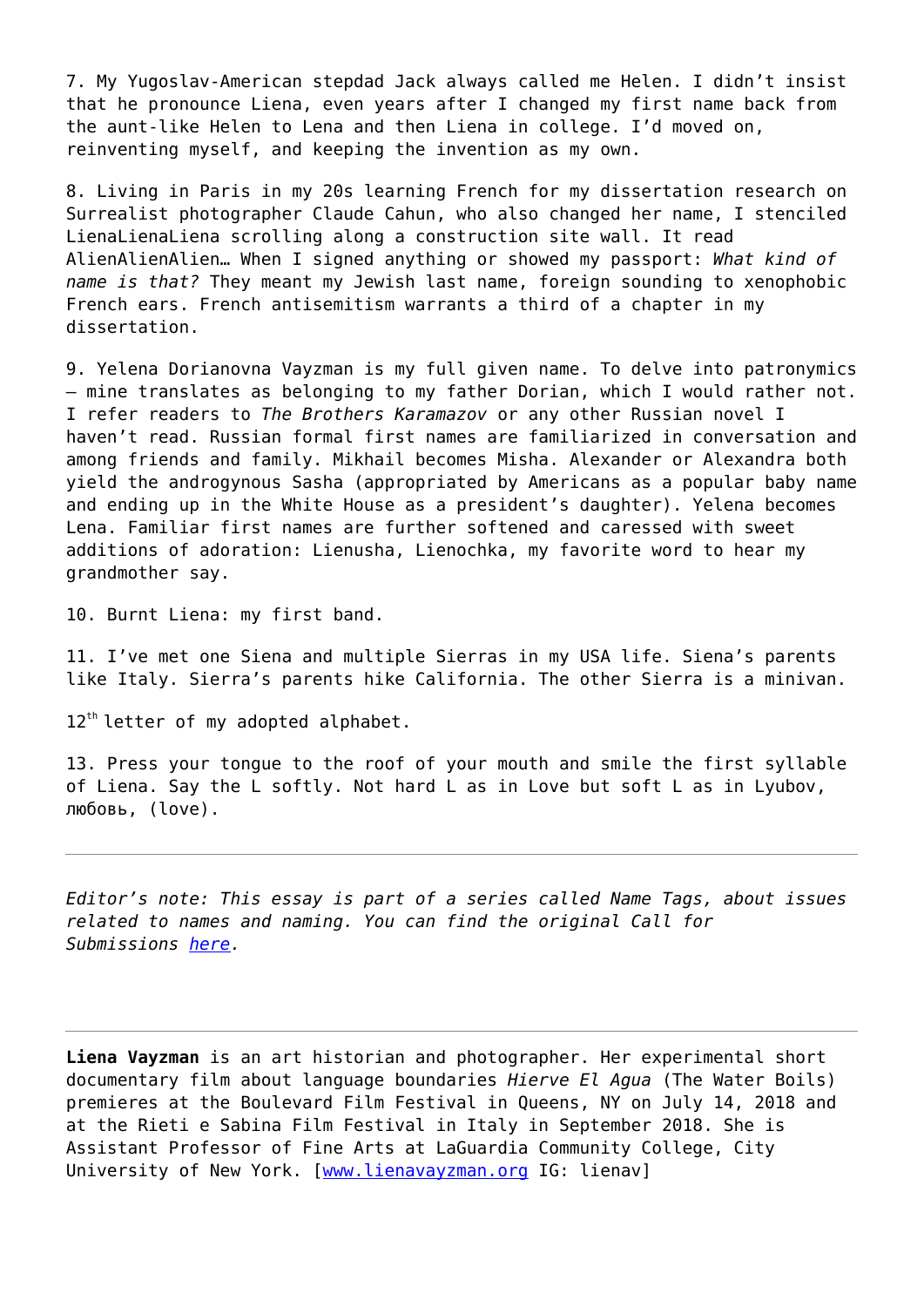7. My Yugoslav-American stepdad Jack always called me Helen. I didn't insist that he pronounce Liena, even years after I changed my first name back from the aunt-like Helen to Lena and then Liena in college. I'd moved on, reinventing myself, and keeping the invention as my own.

8. Living in Paris in my 20s learning French for my dissertation research on Surrealist photographer Claude Cahun, who also changed her name, I stenciled LienaLienaLiena scrolling along a construction site wall. It read AlienAlienAlien… When I signed anything or showed my passport: *What kind of name is that?* They meant my Jewish last name, foreign sounding to xenophobic French ears. French antisemitism warrants a third of a chapter in my dissertation.

9. Yelena Dorianovna Vayzman is my full given name. To delve into patronymics — mine translates as belonging to my father Dorian, which I would rather not. I refer readers to *The Brothers Karamazov* or any other Russian novel I haven't read. Russian formal first names are familiarized in conversation and among friends and family. Mikhail becomes Misha. Alexander or Alexandra both yield the androgynous Sasha (appropriated by Americans as a popular baby name and ending up in the White House as a president's daughter). Yelena becomes Lena. Familiar first names are further softened and caressed with sweet additions of adoration: Lienusha, Lienochka, my favorite word to hear my grandmother say.

10. Burnt Liena: my first band.

11. I've met one Siena and multiple Sierras in my USA life. Siena's parents like Italy. Sierra's parents hike California. The other Sierra is a minivan.

12th letter of my adopted alphabet.

13. Press your tongue to the roof of your mouth and smile the first syllable of Liena. Say the L softly. Not hard L as in Love but soft L as in Lyubov, любовь, (love).

---

*Editor's note: This essay is part of a series called Name Tags, about issues related to names and naming. You can find the original Call for Submissions [here](#).*

---

**Liena Vayzman** is an art historian and photographer. Her experimental short documentary film about language boundaries *Hierve El Agua* (The Water Boils) premieres at the Boulevard Film Festival in Queens, NY on July 14, 2018 and at the Rieti e Sabina Film Festival in Italy in September 2018. She is Assistant Professor of Fine Arts at LaGuardia Community College, City University of New York. [www.lienavayzman.org IG: lienav]